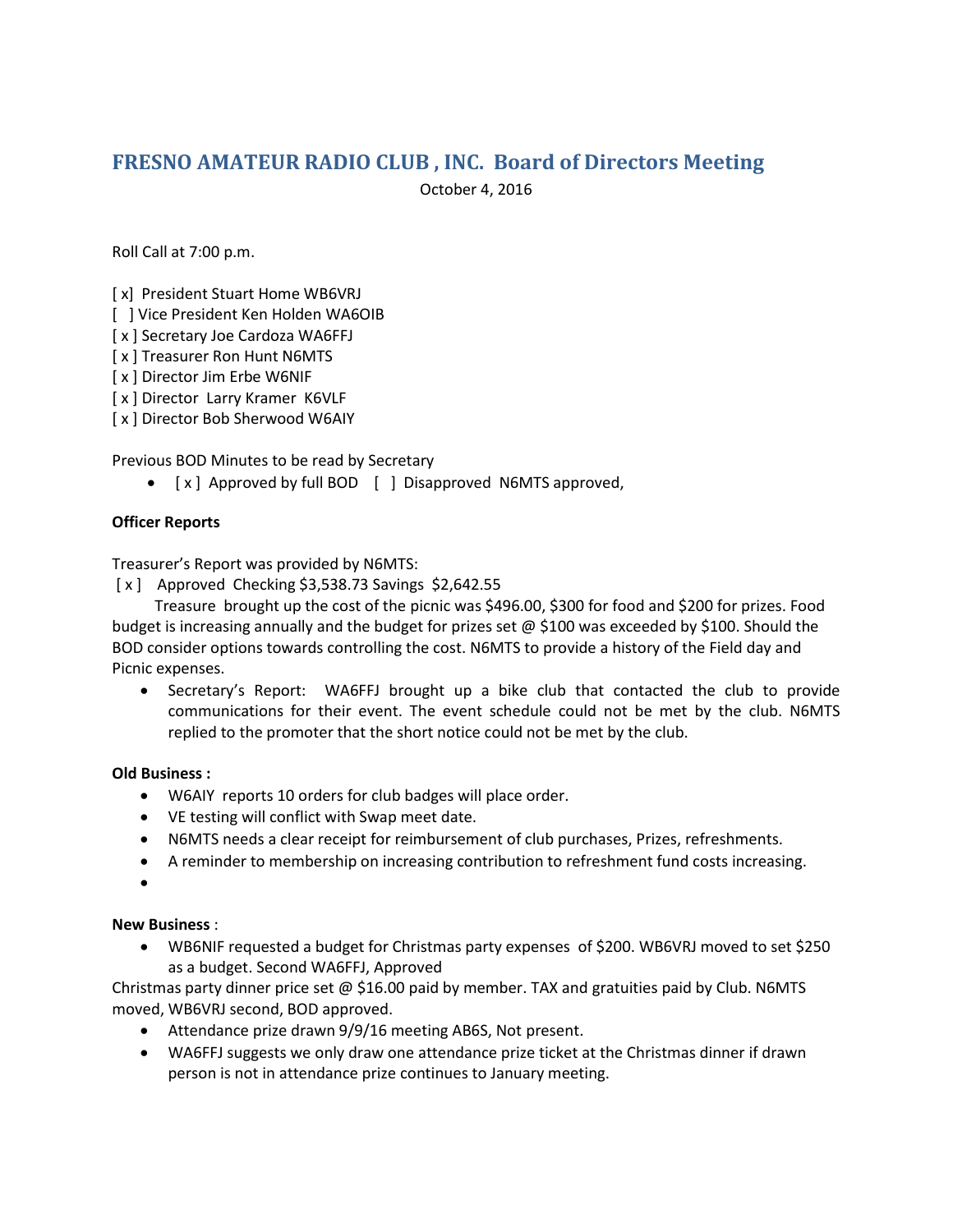# FRESNO AMATEUR RADIO CLUB , INC. Board of Directors Meeting

October 4, 2016

Roll Call at 7:00 p.m.

[ x] President Stuart Home WB6VRJ
[ ] Vice President Ken Holden WA6OIB
[ x ] Secretary Joe Cardoza WA6FFJ
[ x ] Treasurer Ron Hunt N6MTS
[ x ] Director Jim Erbe W6NIF
[ x ] Director Larry Kramer K6VLF
[ x ] Director Bob Sherwood W6AIY

Previous BOD Minutes to be read by Secretary

- [ x ] Approved by full BOD [ ] Disapproved N6MTS approved,

**Officer Reports**

Treasurer's Report was provided by N6MTS:

[ x ] Approved Checking $3,538.73 Savings $2,642.55

Treasure brought up the cost of the picnic was $496.00, $300 for food and $200 for prizes. Food budget is increasing annually and the budget for prizes set @ $100 was exceeded by $100. Should the BOD consider options towards controlling the cost. N6MTS to provide a history of the Field day and Picnic expenses.

- Secretary's Report: WA6FFJ brought up a bike club that contacted the club to provide communications for their event. The event schedule could not be met by the club. N6MTS replied to the promoter that the short notice could not be met by the club.

**Old Business :**

- W6AIY reports 10 orders for club badges will place order.
- VE testing will conflict with Swap meet date.
- N6MTS needs a clear receipt for reimbursement of club purchases, Prizes, refreshments.
- A reminder to membership on increasing contribution to refreshment fund costs increasing.
- 

**New Business** :

- WB6NIF requested a budget for Christmas party expenses of $200. WB6VRJ moved to set $250 as a budget. Second WA6FFJ, Approved

Christmas party dinner price set @ $16.00 paid by member. TAX and gratuities paid by Club. N6MTS moved, WB6VRJ second, BOD approved.

- Attendance prize drawn 9/9/16 meeting AB6S, Not present.
- WA6FFJ suggests we only draw one attendance prize ticket at the Christmas dinner if drawn person is not in attendance prize continues to January meeting.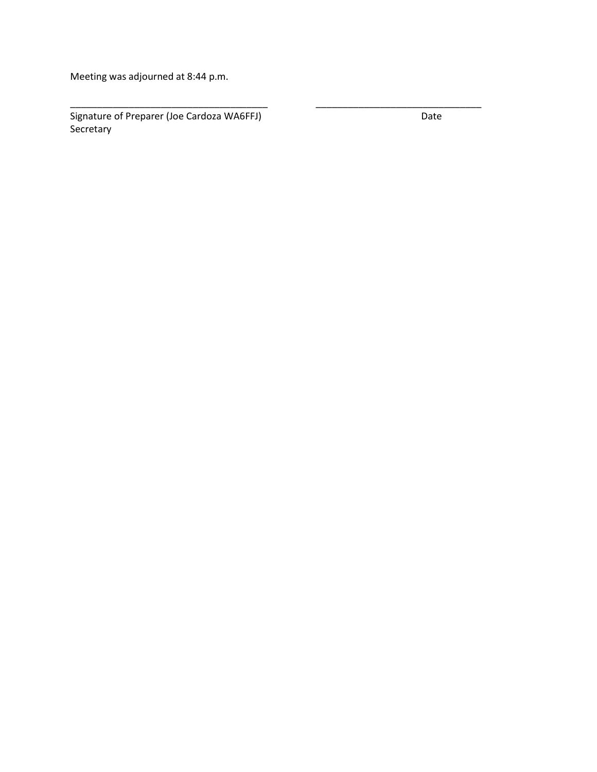Meeting was adjourned at 8:44 p.m.

_____________________________________ _______________________________

Signature of Preparer (Joe Cardoza WA6FFJ) Date

Secretary